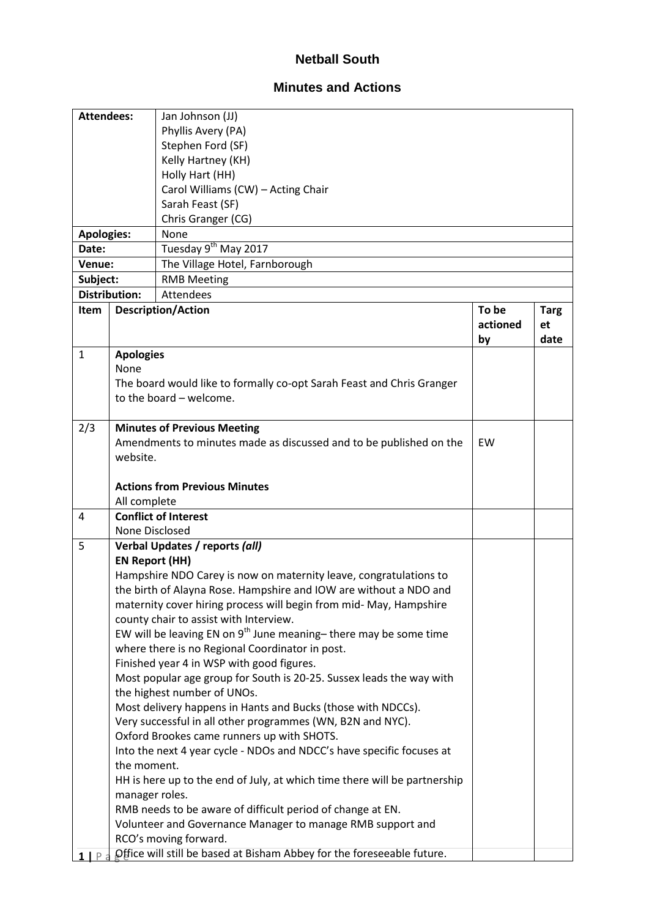# Netball South

## Minutes and Actions

| | |
|---|---|
| **Attendees:** | Jan Johnson (JJ)<br>Phyllis Avery (PA)<br>Stephen Ford (SF)<br>Kelly Hartney (KH)<br>Holly Hart (HH)<br>Carol Williams (CW) – Acting Chair<br>Sarah Feast (SF)<br>Chris Granger (CG) |
| **Apologies:** | None |
| **Date:** | Tuesday 9th May 2017 |
| **Venue:** | The Village Hotel, Farnborough |
| **Subject:** | RMB Meeting |
| **Distribution:** | Attendees |

| Item | Description/Action | To be actioned by | Target date |
|---|---|---|---|
| 1 | **Apologies**<br>None<br>The board would like to formally co-opt Sarah Feast and Chris Granger to the board – welcome. | | |
| 2/3 | **Minutes of Previous Meeting**<br>Amendments to minutes made as discussed and to be published on the website.<br><br>**Actions from Previous Minutes**<br>All complete | EW | |
| 4 | **Conflict of Interest**<br>None Disclosed | | |
| 5 | **Verbal Updates / reports *(all)***<br>**EN Report (HH)**<br>Hampshire NDO Carey is now on maternity leave, congratulations to the birth of Alayna Rose. Hampshire and IOW are without a NDO and maternity cover hiring process will begin from mid- May, Hampshire county chair to assist with Interview.<br>EW will be leaving EN on 9th June meaning– there may be some time where there is no Regional Coordinator in post.<br>Finished year 4 in WSP with good figures.<br>Most popular age group for South is 20-25. Sussex leads the way with the highest number of UNOs.<br>Most delivery happens in Hants and Bucks (those with NDCCs).<br>Very successful in all other programmes (WN, B2N and NYC).<br>Oxford Brookes came runners up with SHOTS.<br>Into the next 4 year cycle - NDOs and NDCC's have specific focuses at the moment.<br>HH is here up to the end of July, at which time there will be partnership manager roles.<br>RMB needs to be aware of difficult period of change at EN.<br>Volunteer and Governance Manager to manage RMB support and RCO's moving forward.<br>Office will still be based at Bisham Abbey for the foreseeable future. | | |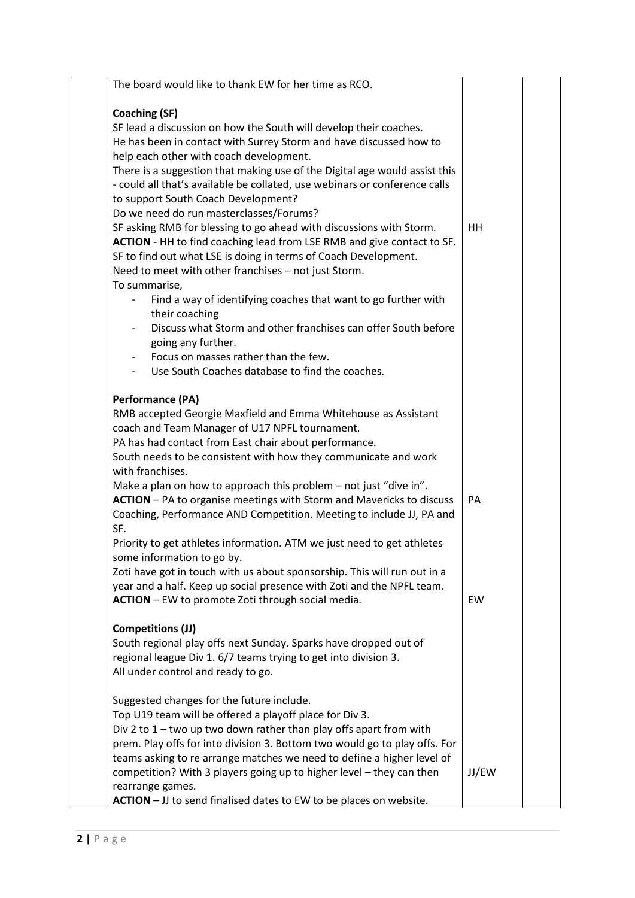| | | | |
|---|---|---|---|
| | The board would like to thank EW for her time as RCO.<br><br>**Coaching (SF)**<br>SF lead a discussion on how the South will develop their coaches.<br>He has been in contact with Surrey Storm and have discussed how to help each other with coach development.<br>There is a suggestion that making use of the Digital age would assist this - could all that's available be collated, use webinars or conference calls to support South Coach Development?<br>Do we need do run masterclasses/Forums?<br>SF asking RMB for blessing to go ahead with discussions with Storm.<br>**ACTION** - HH to find coaching lead from LSE RMB and give contact to SF.<br>SF to find out what LSE is doing in terms of Coach Development.<br>Need to meet with other franchises – not just Storm.<br>To summarise,<br>- Find a way of identifying coaches that want to go further with their coaching<br>- Discuss what Storm and other franchises can offer South before going any further.<br>- Focus on masses rather than the few.<br>- Use South Coaches database to find the coaches. | HH | |
| | **Performance (PA)**<br>RMB accepted Georgie Maxfield and Emma Whitehouse as Assistant coach and Team Manager of U17 NPFL tournament.<br>PA has had contact from East chair about performance.<br>South needs to be consistent with how they communicate and work with franchises.<br>Make a plan on how to approach this problem – not just "dive in".<br>**ACTION** – PA to organise meetings with Storm and Mavericks to discuss Coaching, Performance AND Competition. Meeting to include JJ, PA and SF.<br>Priority to get athletes information. ATM we just need to get athletes some information to go by.<br>Zoti have got in touch with us about sponsorship. This will run out in a year and a half. Keep up social presence with Zoti and the NPFL team.<br>**ACTION** – EW to promote Zoti through social media. | PA<br><br>EW | |
| | **Competitions (JJ)**<br>South regional play offs next Sunday. Sparks have dropped out of regional league Div 1. 6/7 teams trying to get into division 3.<br>All under control and ready to go.<br><br>Suggested changes for the future include.<br>Top U19 team will be offered a playoff place for Div 3.<br>Div 2 to 1 – two up two down rather than play offs apart from with prem. Play offs for into division 3. Bottom two would go to play offs. For teams asking to re arrange matches we need to define a higher level of competition? With 3 players going up to higher level – they can then rearrange games.<br>**ACTION** – JJ to send finalised dates to EW to be places on website. | JJ/EW | |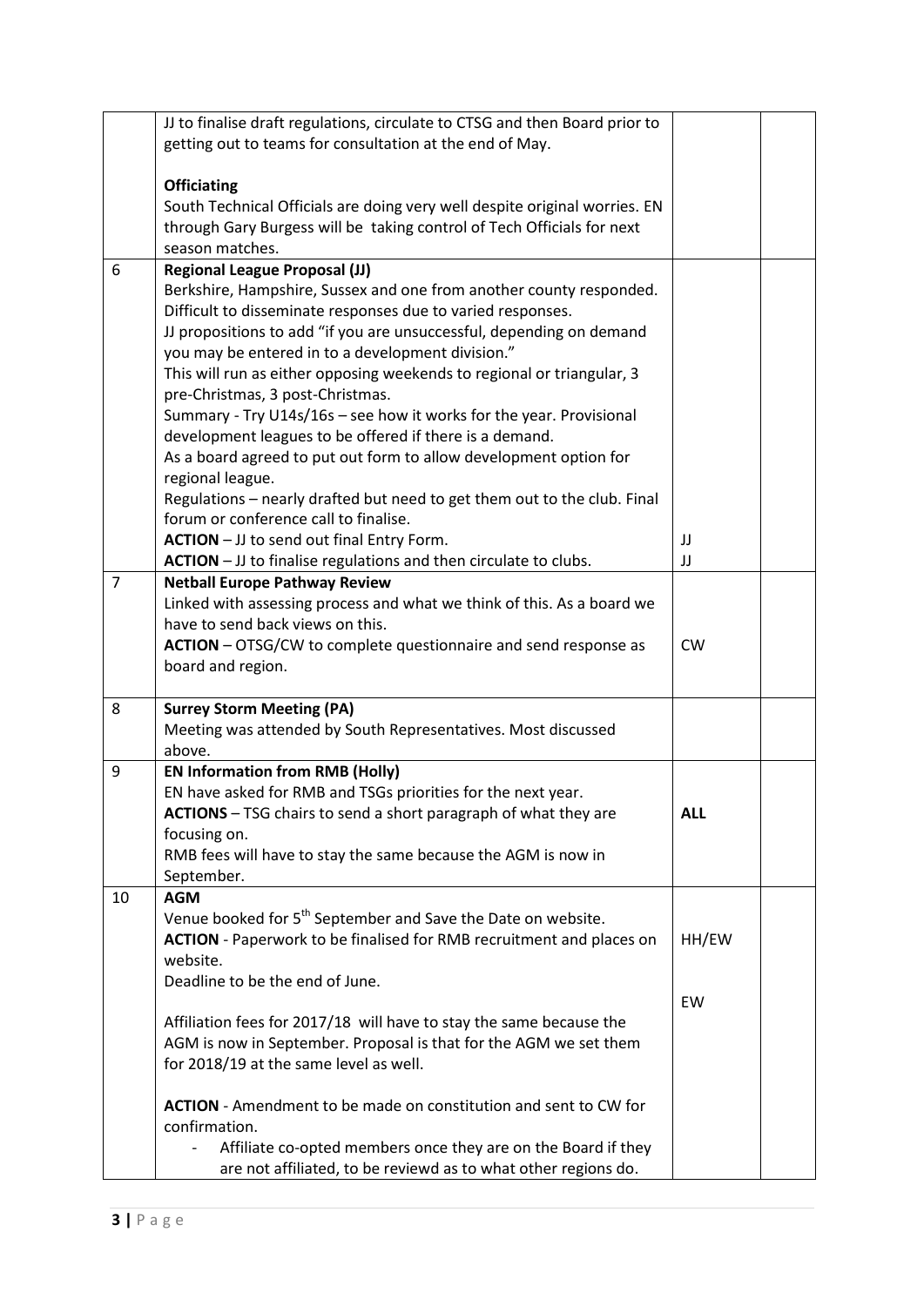| | | | |
|---|---|---|---|
| | JJ to finalise draft regulations, circulate to CTSG and then Board prior to getting out to teams for consultation at the end of May.<br><br>**Officiating**<br>South Technical Officials are doing very well despite original worries. EN through Gary Burgess will be taking control of Tech Officials for next season matches. | | |
| 6 | **Regional League Proposal (JJ)**<br>Berkshire, Hampshire, Sussex and one from another county responded. Difficult to disseminate responses due to varied responses.<br>JJ propositions to add "if you are unsuccessful, depending on demand you may be entered in to a development division."<br>This will run as either opposing weekends to regional or triangular, 3 pre-Christmas, 3 post-Christmas.<br>Summary - Try U14s/16s – see how it works for the year. Provisional development leagues to be offered if there is a demand.<br>As a board agreed to put out form to allow development option for regional league.<br>Regulations – nearly drafted but need to get them out to the club. Final forum or conference call to finalise.<br>**ACTION** – JJ to send out final Entry Form.<br>**ACTION** – JJ to finalise regulations and then circulate to clubs. | JJ<br>JJ | |
| 7 | **Netball Europe Pathway Review**<br>Linked with assessing process and what we think of this. As a board we have to send back views on this.<br>**ACTION** – OTSG/CW to complete questionnaire and send response as board and region. | CW | |
| 8 | **Surrey Storm Meeting (PA)**<br>Meeting was attended by South Representatives. Most discussed above. | | |
| 9 | **EN Information from RMB (Holly)**<br>EN have asked for RMB and TSGs priorities for the next year.<br>**ACTIONS** – TSG chairs to send a short paragraph of what they are focusing on.<br>RMB fees will have to stay the same because the AGM is now in September. | **ALL** | |
| 10 | **AGM**<br>Venue booked for 5th September and Save the Date on website.<br>**ACTION** - Paperwork to be finalised for RMB recruitment and places on website.<br>Deadline to be the end of June.<br><br>Affiliation fees for 2017/18 will have to stay the same because the AGM is now in September. Proposal is that for the AGM we set them for 2018/19 at the same level as well.<br><br>**ACTION** - Amendment to be made on constitution and sent to CW for confirmation.<br>- Affiliate co-opted members once they are on the Board if they are not affiliated, to be reviewd as to what other regions do. | HH/EW<br><br>EW | |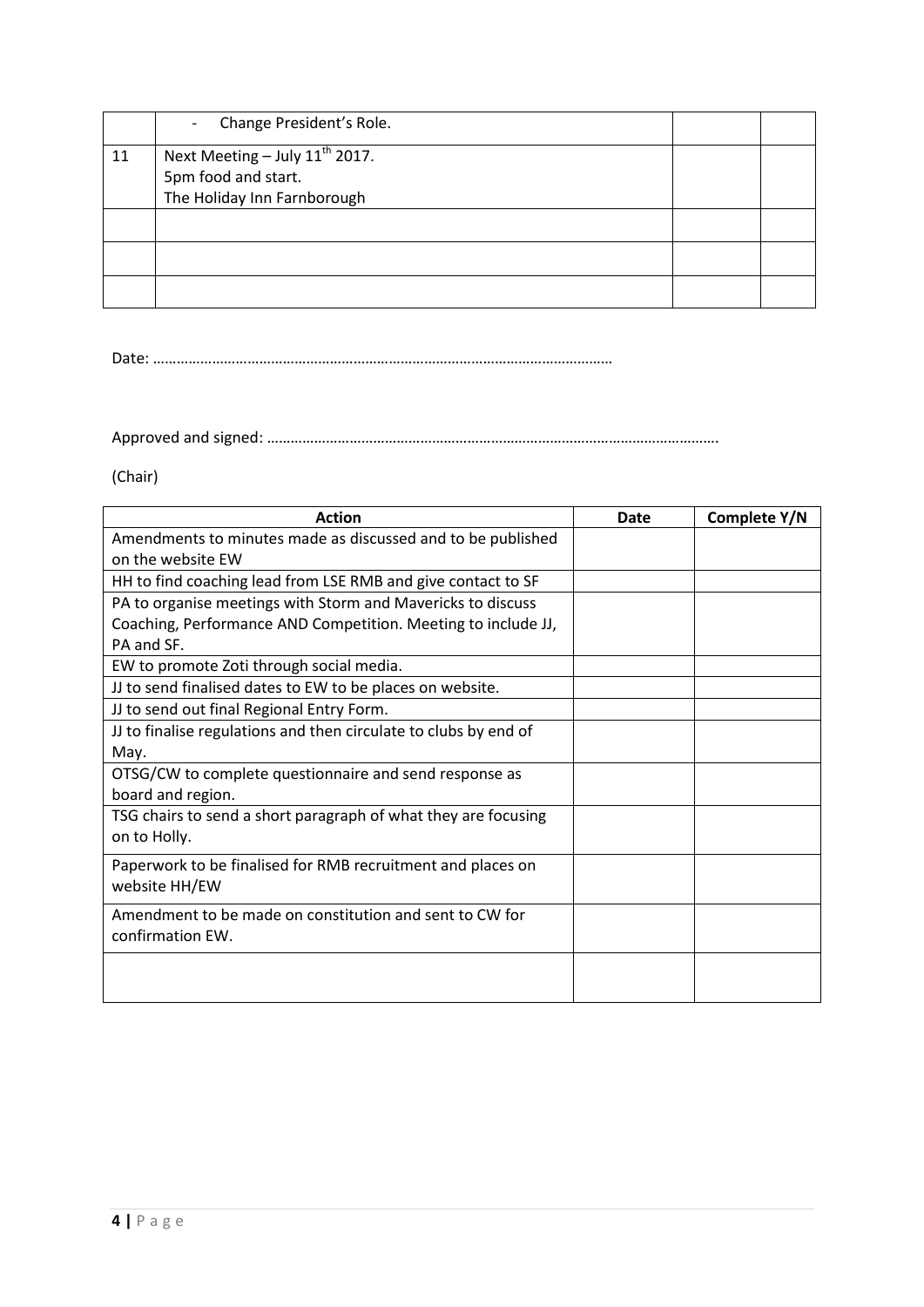| | | | |
|---|---|---|---|
| | - Change President's Role. | | |
| 11 | Next Meeting – July 11th 2017.<br>5pm food and start.<br>The Holiday Inn Farnborough | | |
| | | | |
| | | | |
| | | | |

Date: ……………………………………………………………………………………………………

Approved and signed: ………………………………………………………………………………………………….

(Chair)

| Action | Date | Complete Y/N |
|---|---|---|
| Amendments to minutes made as discussed and to be published on the website EW | | |
| HH to find coaching lead from LSE RMB and give contact to SF | | |
| PA to organise meetings with Storm and Mavericks to discuss Coaching, Performance AND Competition. Meeting to include JJ, PA and SF. | | |
| EW to promote Zoti through social media. | | |
| JJ to send finalised dates to EW to be places on website. | | |
| JJ to send out final Regional Entry Form. | | |
| JJ to finalise regulations and then circulate to clubs by end of May. | | |
| OTSG/CW to complete questionnaire and send response as board and region. | | |
| TSG chairs to send a short paragraph of what they are focusing on to Holly. | | |
| Paperwork to be finalised for RMB recruitment and places on website HH/EW | | |
| Amendment to be made on constitution and sent to CW for confirmation EW. | | |
| | | |